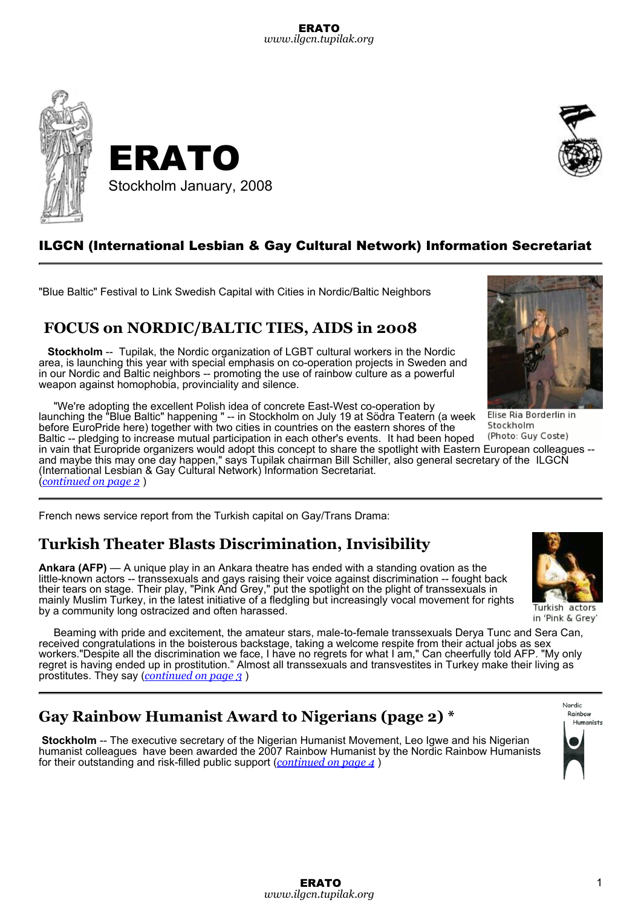# ERATO

Stockholm January, 2008

## ILGCN (International Lesbian & Gay Cultural Network) Information Secretariat

"Blue Baltic" Festival to Link Swedish Capital with Cities in Nordic/Baltic Neighbors

## FOCUS on NORDIC/BALTIC TIES, AIDS in 2008

**Stockholm** -- Tupilak, the Nordic organization of LGBT cultural workers in the Nordic area, is launching this year with special emphasis on co-operation projects in Sweden and in our Nordic and Baltic neighbors -- promoting the use of rainbow culture as a powerful weapon against homophobia, provinciality and silence.

"We're adopting the excellent Polish idea of concrete East-West co-operation by launching the "Blue Baltic" happening " -- in Stockholm on July 19 at Södra Teatern (a week before EuroPride here) together with two cities in countries on the eastern shores of the Baltic -- pledging to increase mutual participation in each other's events. It had been hoped in vain that Europride organizers would adopt this concept to share the spotlight with Eastern European colleagues -- and maybe this may one day happen," says Tupilak chairman Bill Schiller, also general secretary of the ILGCN (International Lesbian & Gay Cultural Network) Information Secretariat. (*continued on page 2* )

Elise Ria Borderlin in Stockholm (Photo: Guy Coste)

French news service report from the Turkish capital on Gay/Trans Drama:

## Turkish Theater Blasts Discrimination, Invisibility

**Ankara (AFP)** — A unique play in an Ankara theatre has ended with a standing ovation as the little-known actors -- transsexuals and gays raising their voice against discrimination -- fought back their tears on stage. Their play, "Pink And Grey," put the spotlight on the plight of transsexuals in mainly Muslim Turkey, in the latest initiative of a fledgling but increasingly vocal movement for rights by a community long ostracized and often harassed.

Turkish actors in 'Pink & Grey'

Beaming with pride and excitement, the amateur stars, male-to-female transsexuals Derya Tunc and Sera Can, received congratulations in the boisterous backstage, taking a welcome respite from their actual jobs as sex workers."Despite all the discrimination we face, I have no regrets for what I am," Can cheerfully told AFP. "My only regret is having ended up in prostitution." Almost all transsexuals and transvestites in Turkey make their living as prostitutes. They say (*continued on page 3* )

## Gay Rainbow Humanist Award to Nigerians (page 2) *

Nordic Rainbow Humanists

**Stockholm** -- The executive secretary of the Nigerian Humanist Movement, Leo Igwe and his Nigerian humanist colleagues have been awarded the 2007 Rainbow Humanist by the Nordic Rainbow Humanists for their outstanding and risk-filled public support (*continued on page 4* )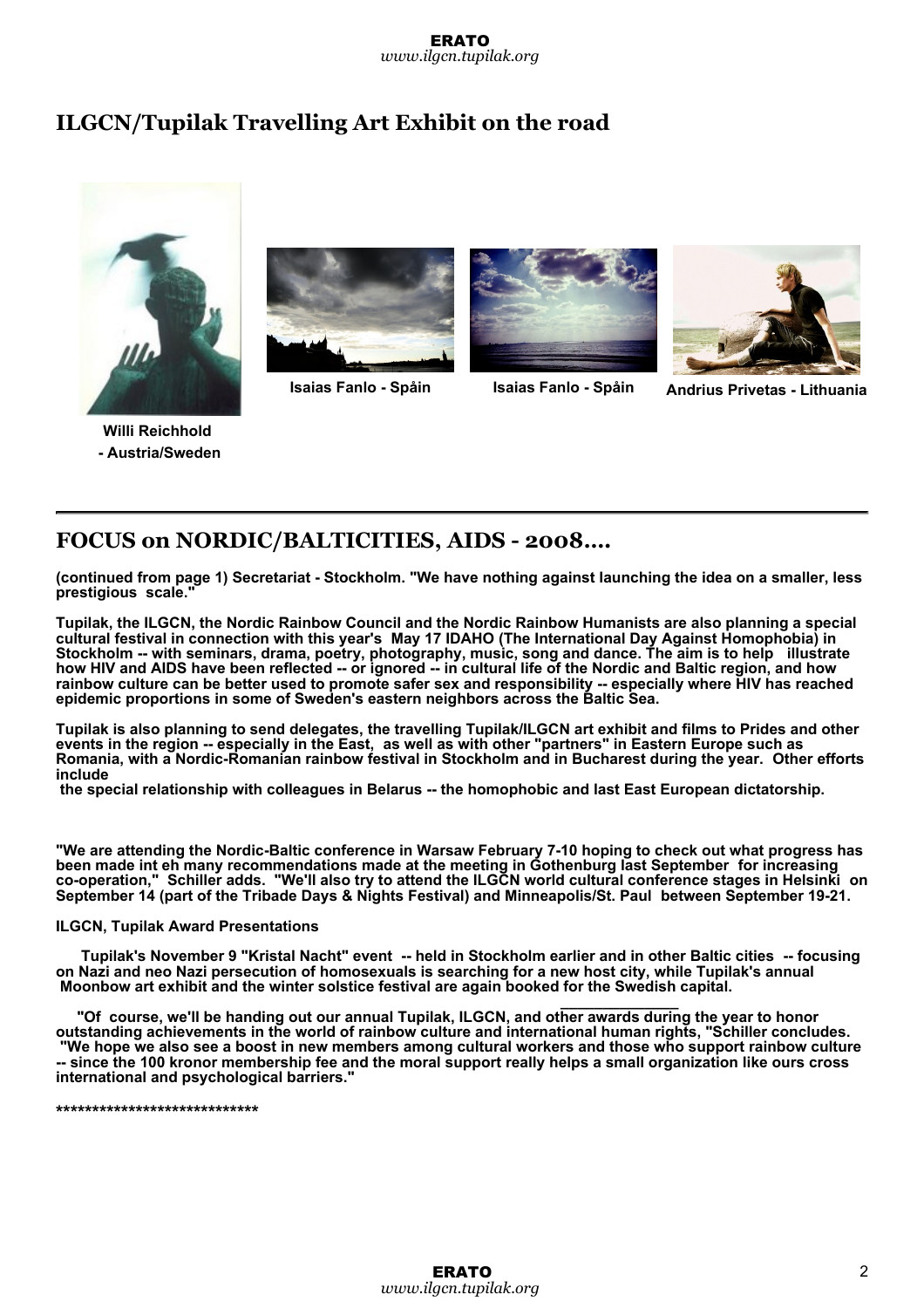## ILGCN/Tupilak Travelling Art Exhibit on the road

Willi Reichhold - Austria/Sweden

Isaias Fanlo - Spåin

Isaias Fanlo - Spåin

Andrius Privetas - Lithuania

---

## FOCUS on NORDIC/BALTICITIES, AIDS - 2008....

**(continued from page 1) Secretariat - Stockholm. "We have nothing against launching the idea on a smaller, less prestigious scale."**

**Tupilak, the ILGCN, the Nordic Rainbow Council and the Nordic Rainbow Humanists are also planning a special cultural festival in connection with this year's May 17 IDAHO (The International Day Against Homophobia) in Stockholm -- with seminars, drama, poetry, photography, music, song and dance. The aim is to help illustrate how HIV and AIDS have been reflected -- or ignored -- in cultural life of the Nordic and Baltic region, and how rainbow culture can be better used to promote safer sex and responsibility -- especially where HIV has reached epidemic proportions in some of Sweden's eastern neighbors across the Baltic Sea.**

**Tupilak is also planning to send delegates, the travelling Tupilak/ILGCN art exhibit and films to Prides and other events in the region -- especially in the East, as well as with other "partners" in Eastern Europe such as Romania, with a Nordic-Romanian rainbow festival in Stockholm and in Bucharest during the year. Other efforts include the special relationship with colleagues in Belarus -- the homophobic and last East European dictatorship.**

**"We are attending the Nordic-Baltic conference in Warsaw February 7-10 hoping to check out what progress has been made int eh many recommendations made at the meeting in Gothenburg last September for increasing co-operation," Schiller adds. "We'll also try to attend the ILGCN world cultural conference stages in Helsinki on September 14 (part of the Tribade Days & Nights Festival) and Minneapolis/St. Paul between September 19-21.**

**ILGCN, Tupilak Award Presentations**

**Tupilak's November 9 "Kristal Nacht" event -- held in Stockholm earlier and in other Baltic cities -- focusing on Nazi and neo Nazi persecution of homosexuals is searching for a new host city, while Tupilak's annual Moonbow art exhibit and the winter solstice festival are again booked for the Swedish capital.**

**"Of course, we'll be handing out our annual Tupilak, ILGCN, and other awards during the year to honor outstanding achievements in the world of rainbow culture and international human rights, "Schiller concludes. "We hope we also see a boost in new members among cultural workers and those who support rainbow culture -- since the 100 kronor membership fee and the moral support really helps a small organization like ours cross international and psychological barriers."**

**\*\*\*\*\*\*\*\*\*\*\*\*\*\*\*\*\*\*\*\*\*\*\*\*\*\*\*\*\***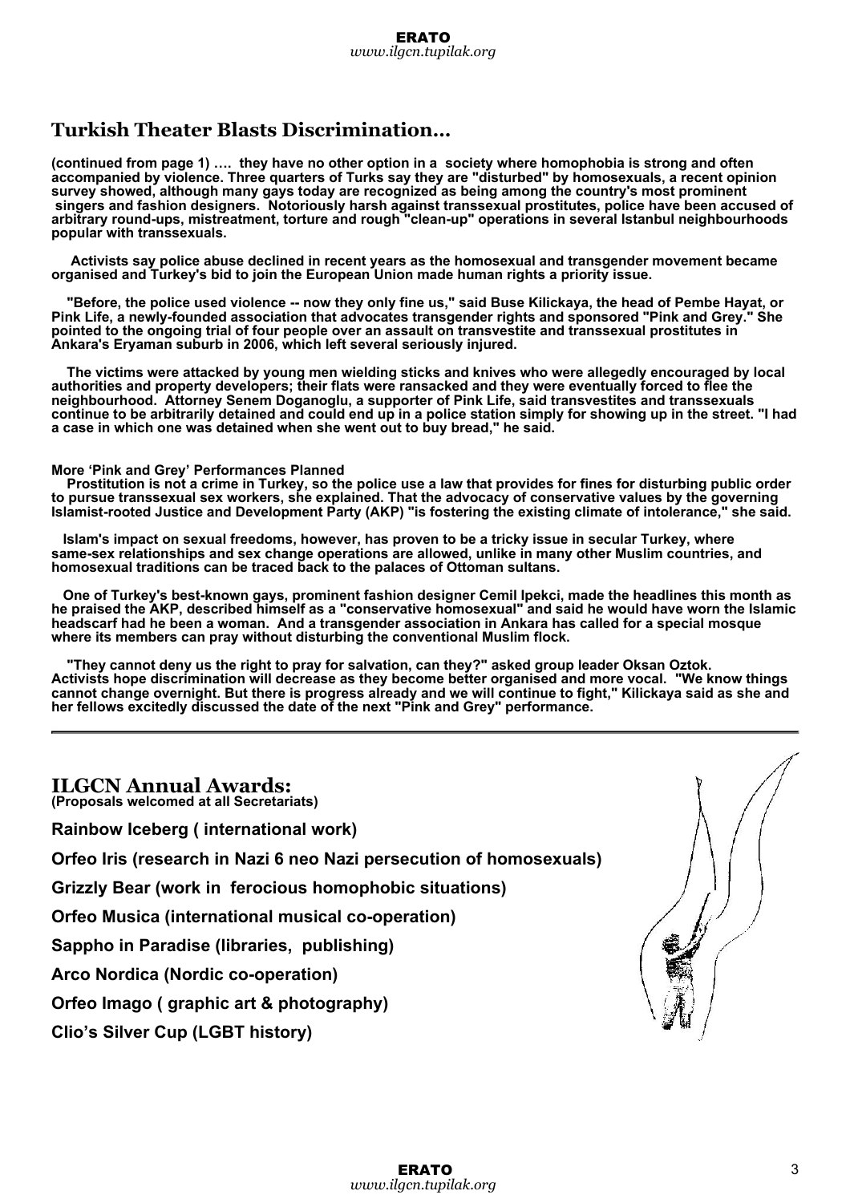## Turkish Theater Blasts Discrimination…

**(continued from page 1) …. they have no other option in a society where homophobia is strong and often accompanied by violence. Three quarters of Turks say they are "disturbed" by homosexuals, a recent opinion survey showed, although many gays today are recognized as being among the country's most prominent singers and fashion designers. Notoriously harsh against transsexual prostitutes, police have been accused of arbitrary round-ups, mistreatment, torture and rough "clean-up" operations in several Istanbul neighbourhoods popular with transsexuals.**

**Activists say police abuse declined in recent years as the homosexual and transgender movement became organised and Turkey's bid to join the European Union made human rights a priority issue.**

**"Before, the police used violence -- now they only fine us," said Buse Kilickaya, the head of Pembe Hayat, or Pink Life, a newly-founded association that advocates transgender rights and sponsored "Pink and Grey." She pointed to the ongoing trial of four people over an assault on transvestite and transsexual prostitutes in Ankara's Eryaman suburb in 2006, which left several seriously injured.**

**The victims were attacked by young men wielding sticks and knives who were allegedly encouraged by local authorities and property developers; their flats were ransacked and they were eventually forced to flee the neighbourhood. Attorney Senem Doganoglu, a supporter of Pink Life, said transvestites and transsexuals continue to be arbitrarily detained and could end up in a police station simply for showing up in the street. "I had a case in which one was detained when she went out to buy bread," he said.**

**More 'Pink and Grey' Performances Planned**

**Prostitution is not a crime in Turkey, so the police use a law that provides for fines for disturbing public order to pursue transsexual sex workers, she explained. That the advocacy of conservative values by the governing Islamist-rooted Justice and Development Party (AKP) "is fostering the existing climate of intolerance," she said.**

**Islam's impact on sexual freedoms, however, has proven to be a tricky issue in secular Turkey, where same-sex relationships and sex change operations are allowed, unlike in many other Muslim countries, and homosexual traditions can be traced back to the palaces of Ottoman sultans.**

**One of Turkey's best-known gays, prominent fashion designer Cemil Ipekci, made the headlines this month as he praised the AKP, described himself as a "conservative homosexual" and said he would have worn the Islamic headscarf had he been a woman. And a transgender association in Ankara has called for a special mosque where its members can pray without disturbing the conventional Muslim flock.**

**"They cannot deny us the right to pray for salvation, can they?" asked group leader Oksan Oztok. Activists hope discrimination will decrease as they become better organised and more vocal. "We know things cannot change overnight. But there is progress already and we will continue to fight," Kilickaya said as she and her fellows excitedly discussed the date of the next "Pink and Grey" performance.**

---

## ILGCN Annual Awards:

**(Proposals welcomed at all Secretariats)**

**Rainbow Iceberg ( international work)**

**Orfeo Iris (research in Nazi 6 neo Nazi persecution of homosexuals)**

**Grizzly Bear (work in ferocious homophobic situations)**

**Orfeo Musica (international musical co-operation)**

**Sappho in Paradise (libraries, publishing)**

**Arco Nordica (Nordic co-operation)**

**Orfeo Imago ( graphic art & photography)**

**Clio's Silver Cup (LGBT history)**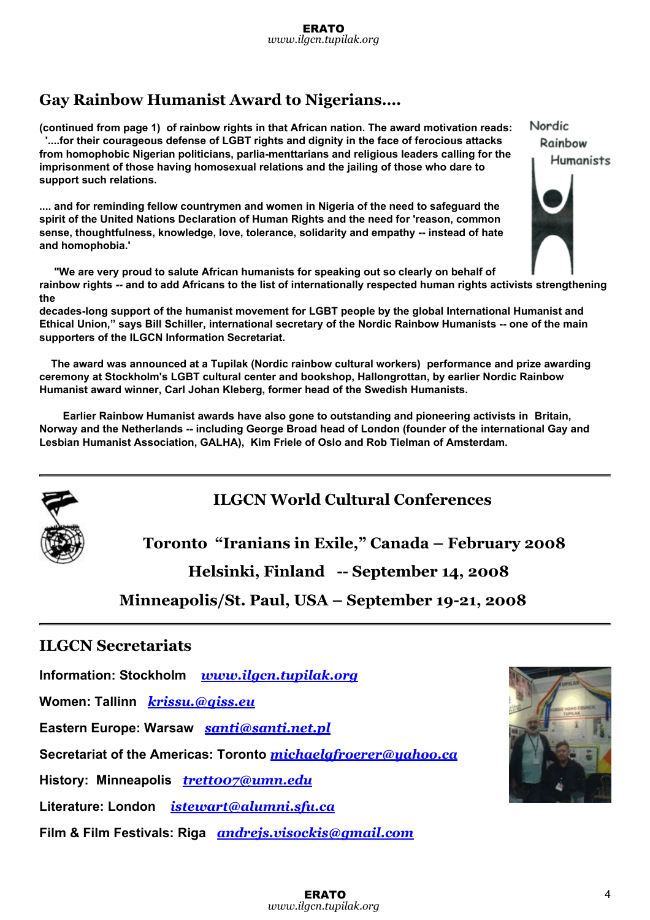## Gay Rainbow Humanist Award to Nigerians....

**(continued from page 1) of rainbow rights in that African nation. The award motivation reads: '....for their courageous defense of LGBT rights and dignity in the face of ferocious attacks from homophobic Nigerian politicians, parlia-menttarians and religious leaders calling for the imprisonment of those having homosexual relations and the jailing of those who dare to support such relations.**

**.... and for reminding fellow countrymen and women in Nigeria of the need to safeguard the spirit of the United Nations Declaration of Human Rights and the need for 'reason, common sense, thoughtfulness, knowledge, love, tolerance, solidarity and empathy -- instead of hate and homophobia.'**

**"We are very proud to salute African humanists for speaking out so clearly on behalf of rainbow rights -- and to add Africans to the list of internationally respected human rights activists strengthening the decades-long support of the humanist movement for LGBT people by the global International Humanist and Ethical Union," says Bill Schiller, international secretary of the Nordic Rainbow Humanists -- one of the main supporters of the ILGCN Information Secretariat.**

**The award was announced at a Tupilak (Nordic rainbow cultural workers) performance and prize awarding ceremony at Stockholm's LGBT cultural center and bookshop, Hallongrottan, by earlier Nordic Rainbow Humanist award winner, Carl Johan Kleberg, former head of the Swedish Humanists.**

**Earlier Rainbow Humanist awards have also gone to outstanding and pioneering activists in Britain, Norway and the Netherlands -- including George Broad head of London (founder of the international Gay and Lesbian Humanist Association, GALHA), Kim Friele of Oslo and Rob Tielman of Amsterdam.**

Nordic Rainbow Humanists

---

## ILGCN World Cultural Conferences

### Toronto "Iranians in Exile," Canada – February 2008

### Helsinki, Finland -- September 14, 2008

### Minneapolis/St. Paul, USA – September 19-21, 2008

---

## ILGCN Secretariats

**Information: Stockholm** *www.ilgcn.tupilak.org*

**Women: Tallinn** *krissu.@qiss.eu*

**Eastern Europe: Warsaw** *santi@santi.net.pl*

**Secretariat of the Americas: Toronto** *michaelgfroerer@yahoo.ca*

**History: Minneapolis** *trett007@umn.edu*

**Literature: London** *istewart@alumni.sfu.ca*

**Film & Film Festivals: Riga** *andrejs.visockis@gmail.com*